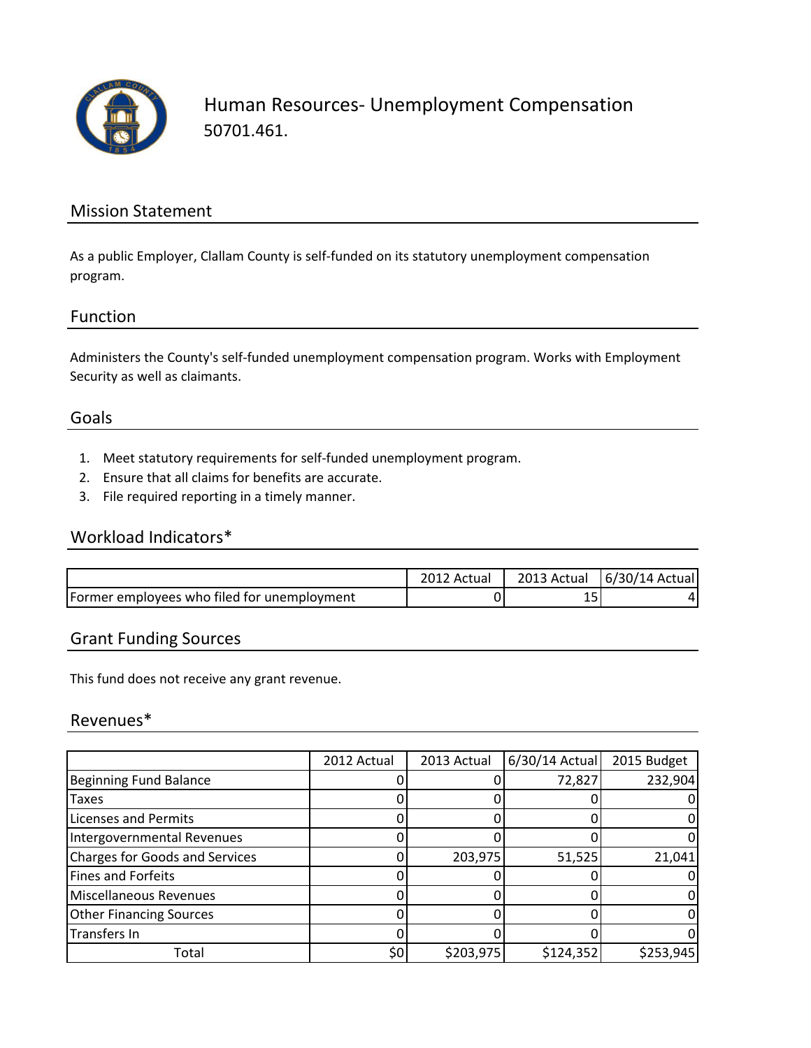# Human Resources- Unemployment Compensation

50701.461.

## Mission Statement

As a public Employer, Clallam County is self-funded on its statutory unemployment compensation program.

## Function

Administers the County's self-funded unemployment compensation program. Works with Employment Security as well as claimants.

## Goals

1. Meet statutory requirements for self-funded unemployment program.
2. Ensure that all claims for benefits are accurate.
3. File required reporting in a timely manner.

## Workload Indicators*

| | 2012 Actual | 2013 Actual | 6/30/14 Actual |
|---|---|---|---|
| Former employees who filed for unemployment | 0 | 15 | 4 |

## Grant Funding Sources

This fund does not receive any grant revenue.

## Revenues*

| | 2012 Actual | 2013 Actual | 6/30/14 Actual | 2015 Budget |
|---|---|---|---|---|
| Beginning Fund Balance | 0 | 0 | 72,827 | 232,904 |
| Taxes | 0 | 0 | 0 | 0 |
| Licenses and Permits | 0 | 0 | 0 | 0 |
| Intergovernmental Revenues | 0 | 0 | 0 | 0 |
| Charges for Goods and Services | 0 | 203,975 | 51,525 | 21,041 |
| Fines and Forfeits | 0 | 0 | 0 | 0 |
| Miscellaneous Revenues | 0 | 0 | 0 | 0 |
| Other Financing Sources | 0 | 0 | 0 | 0 |
| Transfers In | 0 | 0 | 0 | 0 |
| Total | $0 | $203,975 | $124,352 | $253,945 |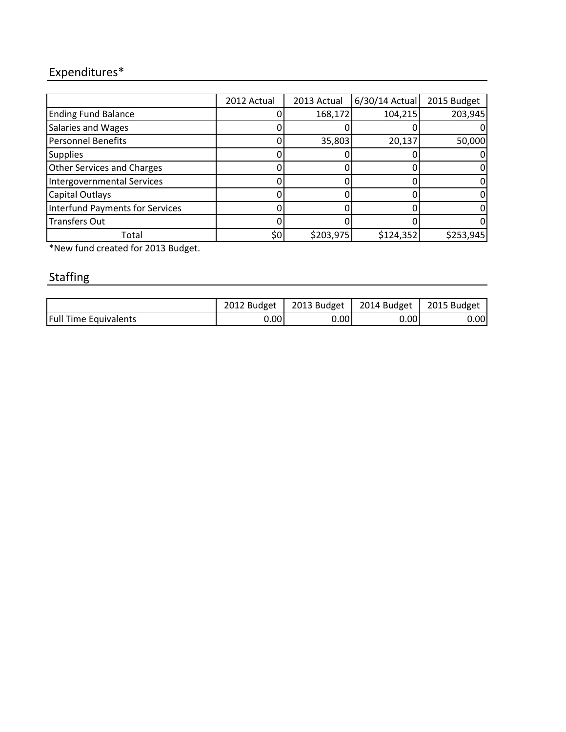## Expenditures*

| | 2012 Actual | 2013 Actual | 6/30/14 Actual | 2015 Budget |
|---|---|---|---|---|
| Ending Fund Balance | 0 | 168,172 | 104,215 | 203,945 |
| Salaries and Wages | 0 | 0 | 0 | 0 |
| Personnel Benefits | 0 | 35,803 | 20,137 | 50,000 |
| Supplies | 0 | 0 | 0 | 0 |
| Other Services and Charges | 0 | 0 | 0 | 0 |
| Intergovernmental Services | 0 | 0 | 0 | 0 |
| Capital Outlays | 0 | 0 | 0 | 0 |
| Interfund Payments for Services | 0 | 0 | 0 | 0 |
| Transfers Out | 0 | 0 | 0 | 0 |
| Total | $0 | $203,975 | $124,352 | $253,945 |

*New fund created for 2013 Budget.

## Staffing

| | 2012 Budget | 2013 Budget | 2014 Budget | 2015 Budget |
|---|---|---|---|---|
| Full Time Equivalents | 0.00 | 0.00 | 0.00 | 0.00 |